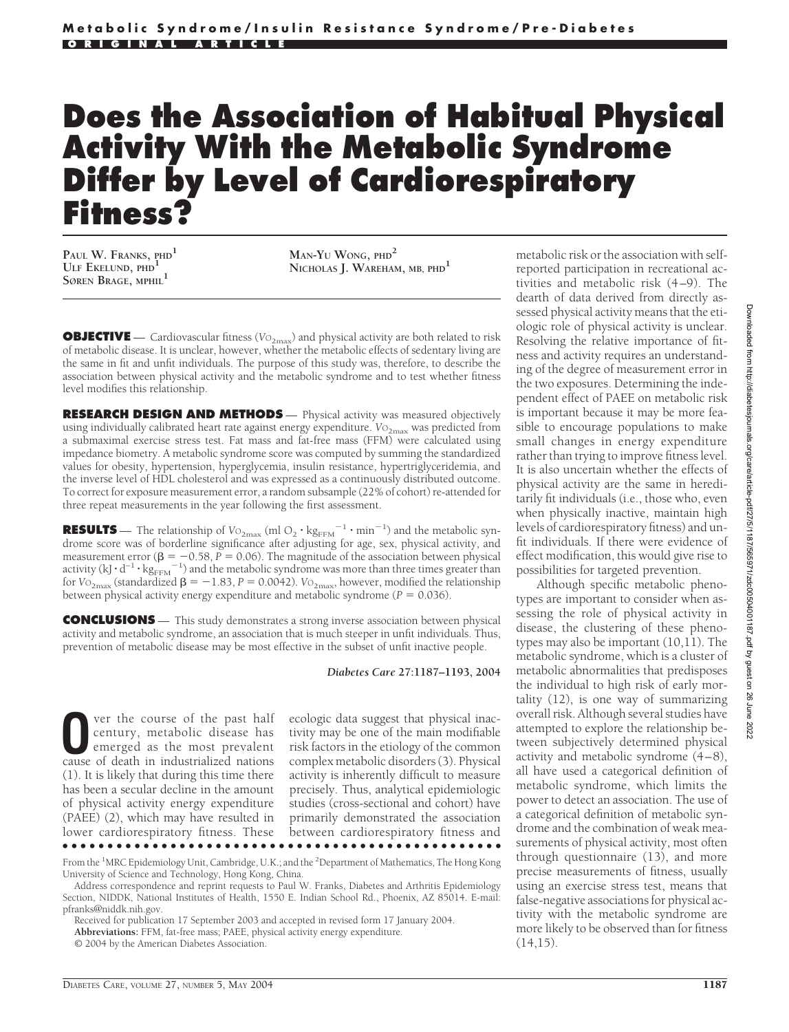**Metabolic Syndrome/Insulin Resistance Syndrome/Pre-Diabetes**

**ORIGINAL ARTICLE**

# Does the Association of Habitual Physical Activity With the Metabolic Syndrome Differ by Level of Cardiorespiratory Fitness?

PAUL W. FRANKS, PHD[1]
ULF EKELUND, PHD[1]
SØREN BRAGE, MPHIL[1]
MAN-YU WONG, PHD[2]
NICHOLAS J. WAREHAM, MB, PHD[1]

**OBJECTIVE** — Cardiovascular fitness ($V\text{O}_{2\text{max}}$) and physical activity are both related to risk of metabolic disease. It is unclear, however, whether the metabolic effects of sedentary living are the same in fit and unfit individuals. The purpose of this study was, therefore, to describe the association between physical activity and the metabolic syndrome and to test whether fitness level modifies this relationship.

**RESEARCH DESIGN AND METHODS** — Physical activity was measured objectively using individually calibrated heart rate against energy expenditure. $V\text{O}_{2\text{max}}$ was predicted from a submaximal exercise stress test. Fat mass and fat-free mass (FFM) were calculated using impedance biometry. A metabolic syndrome score was computed by summing the standardized values for obesity, hypertension, hyperglycemia, insulin resistance, hypertriglyceridemia, and the inverse level of HDL cholesterol and was expressed as a continuously distributed outcome. To correct for exposure measurement error, a random subsample (22% of cohort) re-attended for three repeat measurements in the year following the first assessment.

**RESULTS** — The relationship of $V\text{O}_{2\text{max}}$ (ml $\text{O}_2 \cdot \text{kg}_{\text{FFM}}^{-1} \cdot \text{min}^{-1}$) and the metabolic syndrome score was of borderline significance after adjusting for age, sex, physical activity, and measurement error ($\beta = -0.58$, $P = 0.06$). The magnitude of the association between physical activity ($\text{kJ} \cdot \text{d}^{-1} \cdot \text{kg}_{\text{FFM}}^{-1}$) and the metabolic syndrome was more than three times greater than for $V\text{O}_{2\text{max}}$ (standardized $\beta = -1.83$, $P = 0.0042$). $V\text{O}_{2\text{max}}$, however, modified the relationship between physical activity energy expenditure and metabolic syndrome ($P = 0.036$).

**CONCLUSIONS** — This study demonstrates a strong inverse association between physical activity and metabolic syndrome, an association that is much steeper in unfit individuals. Thus, prevention of metabolic disease may be most effective in the subset of unfit inactive people.

*Diabetes Care* **27**:1187–1193, 2004

Over the course of the past half century, metabolic disease has emerged as the most prevalent cause of death in industrialized nations (1). It is likely that during this time there has been a secular decline in the amount of physical activity energy expenditure (PAEE) (2), which may have resulted in lower cardiorespiratory fitness. These ecologic data suggest that physical inactivity may be one of the main modifiable risk factors in the etiology of the common complex metabolic disorders (3). Physical activity is inherently difficult to measure precisely. Thus, analytical epidemiologic studies (cross-sectional and cohort) have primarily demonstrated the association between cardiorespiratory fitness and metabolic risk or the association with self-reported participation in recreational activities and metabolic risk (4–9). The dearth of data derived from directly assessed physical activity means that the etiologic role of physical activity is unclear. Resolving the relative importance of fitness and activity requires an understanding of the degree of measurement error in the two exposures. Determining the independent effect of PAEE on metabolic risk is important because it may be more feasible to encourage populations to make small changes in energy expenditure rather than trying to improve fitness level. It is also uncertain whether the effects of physical activity are the same in hereditarily fit individuals (i.e., those who, even when physically inactive, maintain high levels of cardiorespiratory fitness) and unfit individuals. If there were evidence of effect modification, this would give rise to possibilities for targeted prevention.

Although specific metabolic phenotypes are important to consider when assessing the role of physical activity in disease, the clustering of these phenotypes may also be important (10,11). The metabolic syndrome, which is a cluster of metabolic abnormalities that predisposes the individual to high risk of early mortality (12), is one way of summarizing overall risk. Although several studies have attempted to explore the relationship between subjectively determined physical activity and metabolic syndrome (4–8), all have used a categorical definition of metabolic syndrome, which limits the power to detect an association. The use of a categorical definition of metabolic syndrome and the combination of weak measurements of physical activity, most often through questionnaire (13), and more precise measurements of fitness, usually using an exercise stress test, means that false-negative associations for physical activity with the metabolic syndrome are more likely to be observed than for fitness (14,15).

---

From the [1]MRC Epidemiology Unit, Cambridge, U.K.; and the [2]Department of Mathematics, The Hong Kong University of Science and Technology, Hong Kong, China.

Address correspondence and reprint requests to Paul W. Franks, Diabetes and Arthritis Epidemiology Section, NIDDK, National Institutes of Health, 1550 E. Indian School Rd., Phoenix, AZ 85014. E-mail: pfranks@niddk.nih.gov.

Received for publication 17 September 2003 and accepted in revised form 17 January 2004.

**Abbreviations:** FFM, fat-free mass; PAEE, physical activity energy expenditure.

© 2004 by the American Diabetes Association.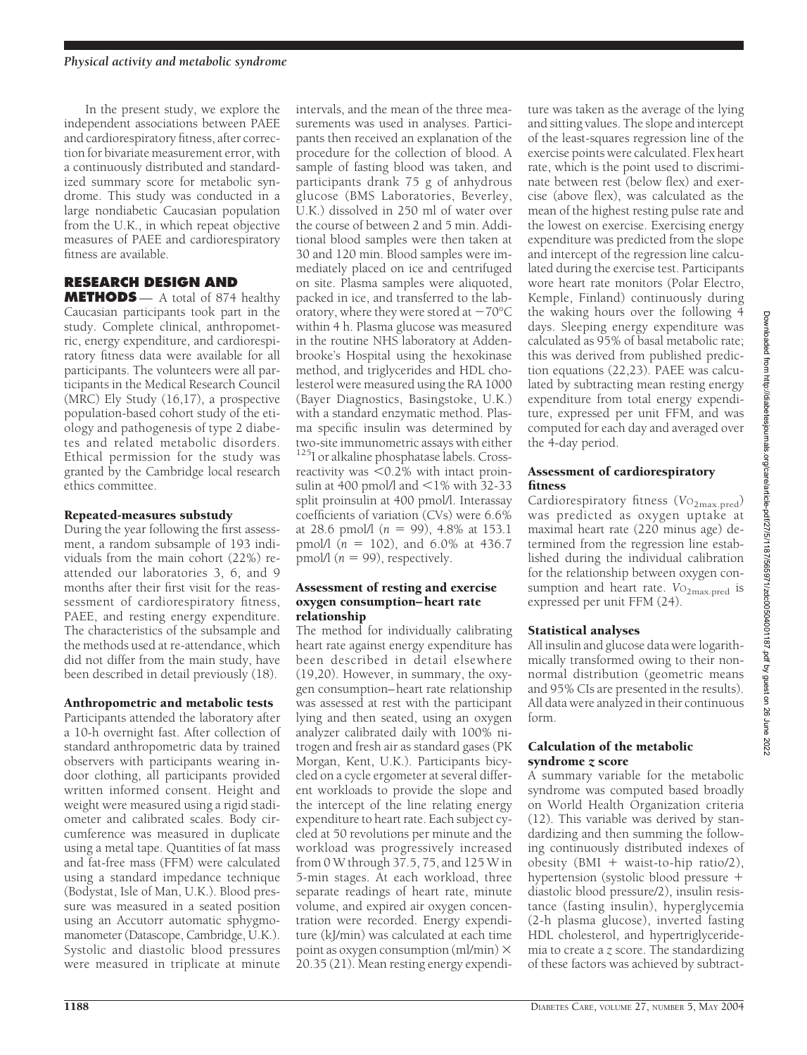In the present study, we explore the independent associations between PAEE and cardiorespiratory fitness, after correction for bivariate measurement error, with a continuously distributed and standardized summary score for metabolic syndrome. This study was conducted in a large nondiabetic Caucasian population from the U.K., in which repeat objective measures of PAEE and cardiorespiratory fitness are available.

## RESEARCH DESIGN AND METHODS

A total of 874 healthy Caucasian participants took part in the study. Complete clinical, anthropometric, energy expenditure, and cardiorespiratory fitness data were available for all participants. The volunteers were all participants in the Medical Research Council (MRC) Ely Study (16,17), a prospective population-based cohort study of the etiology and pathogenesis of type 2 diabetes and related metabolic disorders. Ethical permission for the study was granted by the Cambridge local research ethics committee.

### Repeated-measures substudy

During the year following the first assessment, a random subsample of 193 individuals from the main cohort (22%) reattended our laboratories 3, 6, and 9 months after their first visit for the reassessment of cardiorespiratory fitness, PAEE, and resting energy expenditure. The characteristics of the subsample and the methods used at re-attendance, which did not differ from the main study, have been described in detail previously (18).

### Anthropometric and metabolic tests

Participants attended the laboratory after a 10-h overnight fast. After collection of standard anthropometric data by trained observers with participants wearing indoor clothing, all participants provided written informed consent. Height and weight were measured using a rigid stadiometer and calibrated scales. Body circumference was measured in duplicate using a metal tape. Quantities of fat mass and fat-free mass (FFM) were calculated using a standard impedance technique (Bodystat, Isle of Man, U.K.). Blood pressure was measured in a seated position using an Accutorr automatic sphygmomanometer (Datascope, Cambridge, U.K.). Systolic and diastolic blood pressures were measured in triplicate at minute intervals, and the mean of the three measurements was used in analyses. Participants then received an explanation of the procedure for the collection of blood. A sample of fasting blood was taken, and participants drank 75 g of anhydrous glucose (BMS Laboratories, Beverley, U.K.) dissolved in 250 ml of water over the course of between 2 and 5 min. Additional blood samples were then taken at 30 and 120 min. Blood samples were immediately placed on ice and centrifuged on site. Plasma samples were aliquoted, packed in ice, and transferred to the laboratory, where they were stored at −70°C within 4 h. Plasma glucose was measured in the routine NHS laboratory at Addenbrooke's Hospital using the hexokinase method, and triglycerides and HDL cholesterol were measured using the RA 1000 (Bayer Diagnostics, Basingstoke, U.K.) with a standard enzymatic method. Plasma specific insulin was determined by two-site immunometric assays with either $^{125}$I or alkaline phosphatase labels. Cross-reactivity was <0.2% with intact proinsulin at 400 pmol/l and <1% with 32-33 split proinsulin at 400 pmol/l. Interassay coefficients of variation (CVs) were 6.6% at 28.6 pmol/l ($n$ = 99), 4.8% at 153.1 pmol/l ($n$ = 102), and 6.0% at 436.7 pmol/l ($n$ = 99), respectively.

### Assessment of resting and exercise oxygen consumption–heart rate relationship

The method for individually calibrating heart rate against energy expenditure has been described in detail elsewhere (19,20). However, in summary, the oxygen consumption–heart rate relationship was assessed at rest with the participant lying and then seated, using an oxygen analyzer calibrated daily with 100% nitrogen and fresh air as standard gases (PK Morgan, Kent, U.K.). Participants bicycled on a cycle ergometer at several different workloads to provide the slope and the intercept of the line relating energy expenditure to heart rate. Each subject cycled at 50 revolutions per minute and the workload was progressively increased from 0 W through 37.5, 75, and 125 W in 5-min stages. At each workload, three separate readings of heart rate, minute volume, and expired air oxygen concentration were recorded. Energy expenditure (kJ/min) was calculated at each time point as oxygen consumption (ml/min) × 20.35 (21). Mean resting energy expenditure was taken as the average of the lying and sitting values. The slope and intercept of the least-squares regression line of the exercise points were calculated. Flex heart rate, which is the point used to discriminate between rest (below flex) and exercise (above flex), was calculated as the mean of the highest resting pulse rate and the lowest on exercise. Exercising energy expenditure was predicted from the slope and intercept of the regression line calculated during the exercise test. Participants wore heart rate monitors (Polar Electro, Kemple, Finland) continuously during the waking hours over the following 4 days. Sleeping energy expenditure was calculated as 95% of basal metabolic rate; this was derived from published prediction equations (22,23). PAEE was calculated by subtracting mean resting energy expenditure from total energy expenditure, expressed per unit FFM, and was computed for each day and averaged over the 4-day period.

### Assessment of cardiorespiratory fitness

Cardiorespiratory fitness ($V\text{O}_{2\text{max.pred}}$) was predicted as oxygen uptake at maximal heart rate (220 minus age) determined from the regression line established during the individual calibration for the relationship between oxygen consumption and heart rate. $V\text{O}_{2\text{max.pred}}$ is expressed per unit FFM (24).

### Statistical analyses

All insulin and glucose data were logarithmically transformed owing to their nonnormal distribution (geometric means and 95% CIs are presented in the results). All data were analyzed in their continuous form.

### Calculation of the metabolic syndrome $z$ score

A summary variable for the metabolic syndrome was computed based broadly on World Health Organization criteria (12). This variable was derived by standardizing and then summing the following continuously distributed indexes of obesity (BMI + waist-to-hip ratio/2), hypertension (systolic blood pressure + diastolic blood pressure/2), insulin resistance (fasting insulin), hyperglycemia (2-h plasma glucose), inverted fasting HDL cholesterol, and hypertriglyceridemia to create a $z$ score. The standardizing of these factors was achieved by subtract-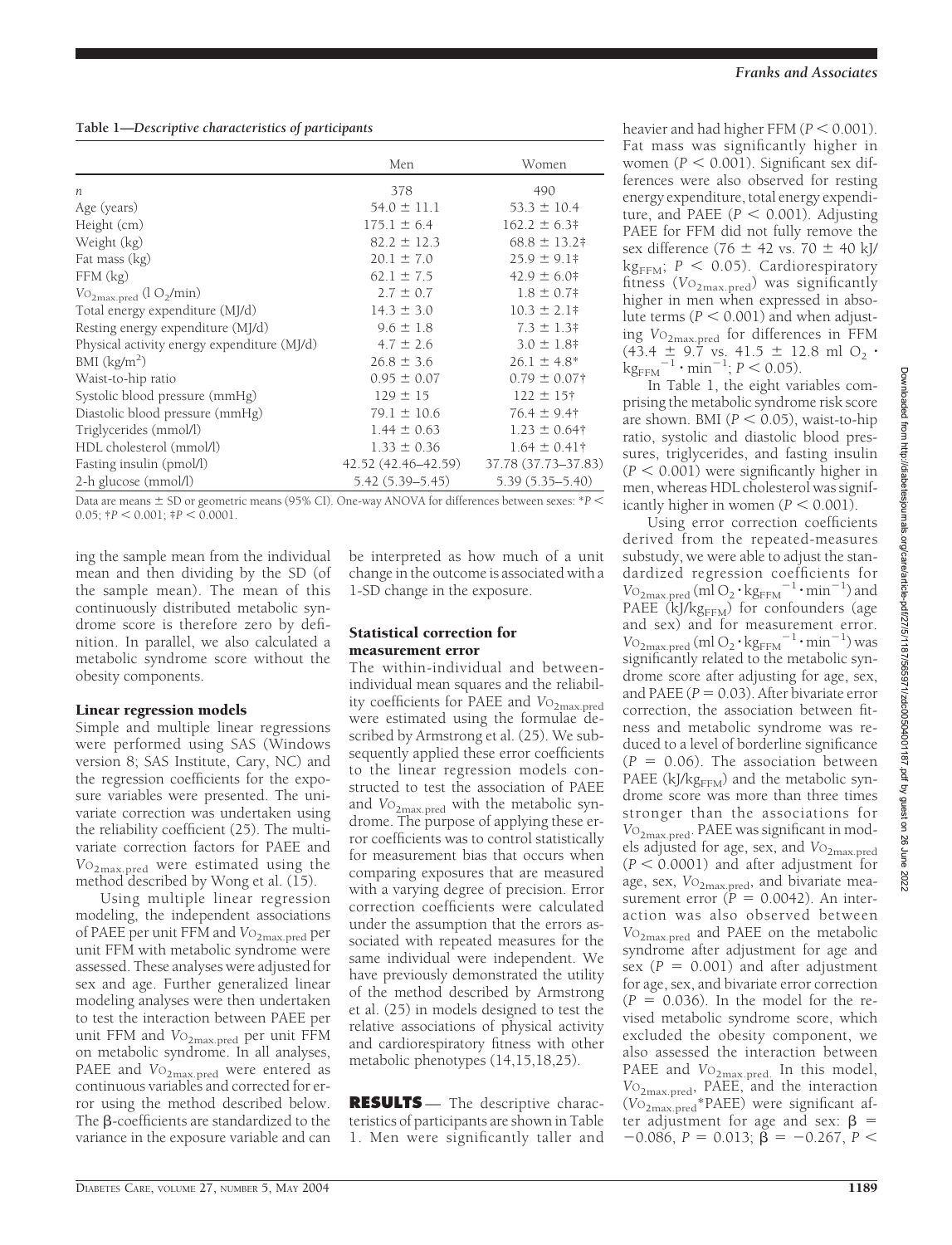**Table 1—Descriptive characteristics of participants**

| | Men | Women |
|---|---|---|
| $n$ | 378 | 490 |
| Age (years) | 54.0 ± 11.1 | 53.3 ± 10.4 |
| Height (cm) | 175.1 ± 6.4 | 162.2 ± 6.3‡ |
| Weight (kg) | 82.2 ± 12.3 | 68.8 ± 13.2‡ |
| Fat mass (kg) | 20.1 ± 7.0 | 25.9 ± 9.1‡ |
| FFM (kg) | 62.1 ± 7.5 | 42.9 ± 6.0‡ |
| $VO_{2max.pred}$ (l $O_2$/min) | 2.7 ± 0.7 | 1.8 ± 0.7‡ |
| Total energy expenditure (MJ/d) | 14.3 ± 3.0 | 10.3 ± 2.1‡ |
| Resting energy expenditure (MJ/d) | 9.6 ± 1.8 | 7.3 ± 1.3‡ |
| Physical activity energy expenditure (MJ/d) | 4.7 ± 2.6 | 3.0 ± 1.8‡ |
| BMI (kg/m$^2$) | 26.8 ± 3.6 | 26.1 ± 4.8* |
| Waist-to-hip ratio | 0.95 ± 0.07 | 0.79 ± 0.07† |
| Systolic blood pressure (mmHg) | 129 ± 15 | 122 ± 15† |
| Diastolic blood pressure (mmHg) | 79.1 ± 10.6 | 76.4 ± 9.4† |
| Triglycerides (mmol/l) | 1.44 ± 0.63 | 1.23 ± 0.64† |
| HDL cholesterol (mmol/l) | 1.33 ± 0.36 | 1.64 ± 0.41† |
| Fasting insulin (pmol/l) | 42.52 (42.46–42.59) | 37.78 (37.73–37.83) |
| 2-h glucose (mmol/l) | 5.42 (5.39–5.45) | 5.39 (5.35–5.40) |

Data are means ± SD or geometric means (95% CI). One-way ANOVA for differences between sexes: *$P < 0.05$; †$P < 0.001$; ‡$P < 0.0001$.

ing the sample mean from the individual mean and then dividing by the SD (of the sample mean). The mean of this continuously distributed metabolic syndrome score is therefore zero by definition. In parallel, we also calculated a metabolic syndrome score without the obesity components.

### Linear regression models

Simple and multiple linear regressions were performed using SAS (Windows version 8; SAS Institute, Cary, NC) and the regression coefficients for the exposure variables were presented. The univariate correction was undertaken using the reliability coefficient (25). The multivariate correction factors for PAEE and $VO_{2max.pred}$ were estimated using the method described by Wong et al. (15).

Using multiple linear regression modeling, the independent associations of PAEE per unit FFM and $VO_{2max.pred}$ per unit FFM with metabolic syndrome were assessed. These analyses were adjusted for sex and age. Further generalized linear modeling analyses were then undertaken to test the interaction between PAEE per unit FFM and $VO_{2max.pred}$ per unit FFM on metabolic syndrome. In all analyses, PAEE and $VO_{2max.pred}$ were entered as continuous variables and corrected for error using the method described below. The β-coefficients are standardized to the variance in the exposure variable and can be interpreted as how much of a unit change in the outcome is associated with a 1-SD change in the exposure.

### Statistical correction for measurement error

The within-individual and between-individual mean squares and the reliability coefficients for PAEE and $VO_{2max.pred}$ were estimated using the formulae described by Armstrong et al. (25). We subsequently applied these error coefficients to the linear regression models constructed to test the association of PAEE and $VO_{2max.pred}$ with the metabolic syndrome. The purpose of applying these error coefficients was to control statistically for measurement bias that occurs when comparing exposures that are measured with a varying degree of precision. Error correction coefficients were calculated under the assumption that the errors associated with repeated measures for the same individual were independent. We have previously demonstrated the utility of the method described by Armstrong et al. (25) in models designed to test the relative associations of physical activity and cardiorespiratory fitness with other metabolic phenotypes (14,15,18,25).

## RESULTS

The descriptive characteristics of participants are shown in Table 1. Men were significantly taller and heavier and had higher FFM ($P < 0.001$). Fat mass was significantly higher in women ($P < 0.001$). Significant sex differences were also observed for resting energy expenditure, total energy expenditure, and PAEE ($P < 0.001$). Adjusting PAEE for FFM did not fully remove the sex difference (76 ± 42 vs. 70 ± 40 kJ/$kg_{FFM}$; $P < 0.05$). Cardiorespiratory fitness ($VO_{2max.pred}$) was significantly higher in men when expressed in absolute terms ($P < 0.001$) and when adjusting $VO_{2max.pred}$ for differences in FFM (43.4 ± 9.7 vs. 41.5 ± 12.8 ml $O_2 \cdot kg_{FFM}^{-1} \cdot min^{-1}$; $P < 0.05$).

In Table 1, the eight variables comprising the metabolic syndrome risk score are shown. BMI ($P < 0.05$), waist-to-hip ratio, systolic and diastolic blood pressures, triglycerides, and fasting insulin ($P < 0.001$) were significantly higher in men, whereas HDL cholesterol was significantly higher in women ($P < 0.001$).

Using error correction coefficients derived from the repeated-measures substudy, we were able to adjust the standardized regression coefficients for $VO_{2max.pred}$ (ml $O_2 \cdot kg_{FFM}^{-1} \cdot min^{-1}$) and PAEE (kJ/$kg_{FFM}$) for confounders (age and sex) and for measurement error. $VO_{2max.pred}$ (ml $O_2 \cdot kg_{FFM}^{-1} \cdot min^{-1}$) was significantly related to the metabolic syndrome score after adjusting for age, sex, and PAEE ($P = 0.03$). After bivariate error correction, the association between fitness and metabolic syndrome was reduced to a level of borderline significance ($P = 0.06$). The association between PAEE (kJ/$kg_{FFM}$) and the metabolic syndrome score was more than three times stronger than the associations for $VO_{2max.pred}$. PAEE was significant in models adjusted for age, sex, and $VO_{2max.pred}$ ($P < 0.0001$) and after adjustment for age, sex, $VO_{2max.pred}$, and bivariate measurement error ($P = 0.0042$). An interaction was also observed between $VO_{2max.pred}$ and PAEE on the metabolic syndrome after adjustment for age and sex ($P = 0.001$) and after adjustment for age, sex, and bivariate error correction ($P = 0.036$). In the model for the revised metabolic syndrome score, which excluded the obesity component, we also assessed the interaction between PAEE and $VO_{2max.pred}$. In this model, $VO_{2max.pred}$, PAEE, and the interaction ($VO_{2max.pred}$*PAEE) were significant after adjustment for age and sex: $\beta = -0.086$, $P = 0.013$; $\beta = -0.267$, $P <$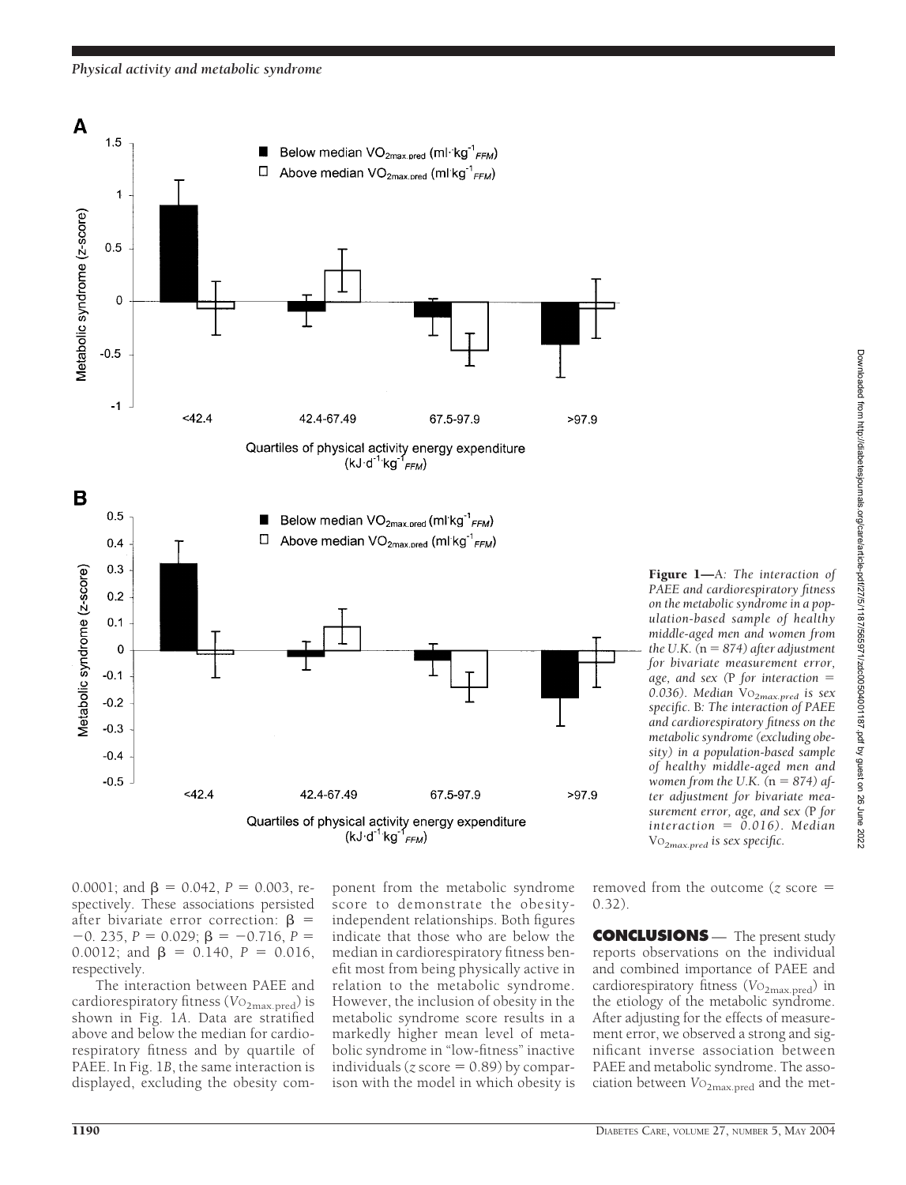**Figure 1**—A: *The interaction of PAEE and cardiorespiratory fitness on the metabolic syndrome in a population-based sample of healthy middle-aged men and women from the U.K.* (n = 874) *after adjustment for bivariate measurement error, age, and sex* (P *for interaction* = *0.036*). *Median* $VO_{2max.pred}$ *is sex specific.* B: *The interaction of PAEE and cardiorespiratory fitness on the metabolic syndrome (excluding obesity) in a population-based sample of healthy middle-aged men and women from the U.K.* (n = 874) *after adjustment for bivariate measurement error, age, and sex* (P *for interaction* = *0.016*). *Median* $VO_{2max.pred}$ *is sex specific.*

0.0001; and $\beta = 0.042$, $P = 0.003$, respectively. These associations persisted after bivariate error correction: $\beta = -0.235$, $P = 0.029$; $\beta = -0.716$, $P = 0.0012$; and $\beta = 0.140$, $P = 0.016$, respectively.

The interaction between PAEE and cardiorespiratory fitness ($VO_{2max.pred}$) is shown in Fig. 1*A*. Data are stratified above and below the median for cardiorespiratory fitness and by quartile of PAEE. In Fig. 1*B*, the same interaction is displayed, excluding the obesity component from the metabolic syndrome score to demonstrate the obesity-independent relationships. Both figures indicate that those who are below the median in cardiorespiratory fitness benefit most from being physically active in relation to the metabolic syndrome. However, the inclusion of obesity in the metabolic syndrome score results in a markedly higher mean level of metabolic syndrome in "low-fitness" inactive individuals ($z$ score = 0.89) by comparison with the model in which obesity is removed from the outcome ($z$ score = 0.32).

## CONCLUSIONS

The present study reports observations on the individual and combined importance of PAEE and cardiorespiratory fitness ($VO_{2max.pred}$) in the etiology of the metabolic syndrome. After adjusting for the effects of measurement error, we observed a strong and significant inverse association between PAEE and metabolic syndrome. The association between $VO_{2max.pred}$ and the met-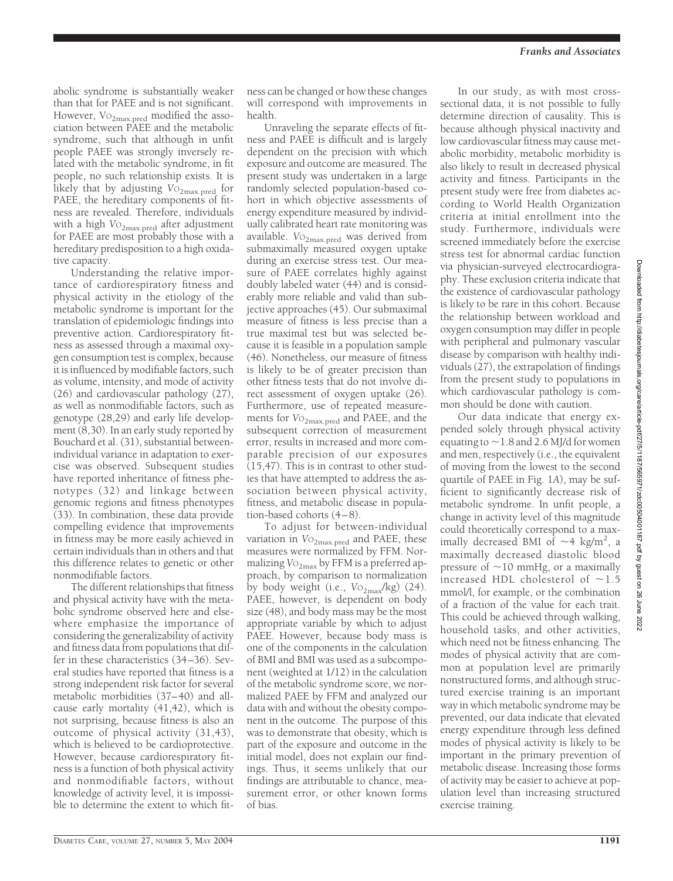abolic syndrome is substantially weaker than that for PAEE and is not significant. However, $VO_{2max.pred}$ modified the association between PAEE and the metabolic syndrome, such that although in unfit people PAEE was strongly inversely related with the metabolic syndrome, in fit people, no such relationship exists. It is likely that by adjusting $VO_{2max.pred}$ for PAEE, the hereditary components of fitness are revealed. Therefore, individuals with a high $VO_{2max.pred}$ after adjustment for PAEE are most probably those with a hereditary predisposition to a high oxidative capacity.

Understanding the relative importance of cardiorespiratory fitness and physical activity in the etiology of the metabolic syndrome is important for the translation of epidemiologic findings into preventive action. Cardiorespiratory fitness as assessed through a maximal oxygen consumption test is complex, because it is influenced by modifiable factors, such as volume, intensity, and mode of activity (26) and cardiovascular pathology (27), as well as nonmodifiable factors, such as genotype (28,29) and early life development (8,30). In an early study reported by Bouchard et al. (31), substantial between-individual variance in adaptation to exercise was observed. Subsequent studies have reported inheritance of fitness phenotypes (32) and linkage between genomic regions and fitness phenotypes (33). In combination, these data provide compelling evidence that improvements in fitness may be more easily achieved in certain individuals than in others and that this difference relates to genetic or other nonmodifiable factors.

The different relationships that fitness and physical activity have with the metabolic syndrome observed here and elsewhere emphasize the importance of considering the generalizability of activity and fitness data from populations that differ in these characteristics (34–36). Several studies have reported that fitness is a strong independent risk factor for several metabolic morbidities (37–40) and all-cause early mortality (41,42), which is not surprising, because fitness is also an outcome of physical activity (31,43), which is believed to be cardioprotective. However, because cardiorespiratory fitness is a function of both physical activity and nonmodifiable factors, without knowledge of activity level, it is impossible to determine the extent to which fitness can be changed or how these changes will correspond with improvements in health.

Unraveling the separate effects of fitness and PAEE is difficult and is largely dependent on the precision with which exposure and outcome are measured. The present study was undertaken in a large randomly selected population-based cohort in which objective assessments of energy expenditure measured by individually calibrated heart rate monitoring was available. $VO_{2max.pred}$ was derived from submaximally measured oxygen uptake during an exercise stress test. Our measure of PAEE correlates highly against doubly labeled water (44) and is considerably more reliable and valid than subjective approaches (45). Our submaximal measure of fitness is less precise than a true maximal test but was selected because it is feasible in a population sample (46). Nonetheless, our measure of fitness is likely to be of greater precision than other fitness tests that do not involve direct assessment of oxygen uptake (26). Furthermore, use of repeated measurements for $VO_{2max.pred}$ and PAEE, and the subsequent correction of measurement error, results in increased and more comparable precision of our exposures (15,47). This is in contrast to other studies that have attempted to address the association between physical activity, fitness, and metabolic disease in population-based cohorts (4–8).

To adjust for between-individual variation in $VO_{2max.pred}$ and PAEE, these measures were normalized by FFM. Normalizing $VO_{2max}$ by FFM is a preferred approach, by comparison to normalization by body weight (i.e., $VO_{2max}$/kg) (24). PAEE, however, is dependent on body size (48), and body mass may be the most appropriate variable by which to adjust PAEE. However, because body mass is one of the components in the calculation of BMI and BMI was used as a subcomponent (weighted at 1/12) in the calculation of the metabolic syndrome score, we normalized PAEE by FFM and analyzed our data with and without the obesity component in the outcome. The purpose of this was to demonstrate that obesity, which is part of the exposure and outcome in the initial model, does not explain our findings. Thus, it seems unlikely that our findings are attributable to chance, measurement error, or other known forms of bias.

In our study, as with most cross-sectional data, it is not possible to fully determine direction of causality. This is because although physical inactivity and low cardiovascular fitness may cause metabolic morbidity, metabolic morbidity is also likely to result in decreased physical activity and fitness. Participants in the present study were free from diabetes according to World Health Organization criteria at initial enrollment into the study. Furthermore, individuals were screened immediately before the exercise stress test for abnormal cardiac function via physician-surveyed electrocardiography. These exclusion criteria indicate that the existence of cardiovascular pathology is likely to be rare in this cohort. Because the relationship between workload and oxygen consumption may differ in people with peripheral and pulmonary vascular disease by comparison with healthy individuals (27), the extrapolation of findings from the present study to populations in which cardiovascular pathology is common should be done with caution.

Our data indicate that energy expended solely through physical activity equating to ~1.8 and 2.6 MJ/d for women and men, respectively (i.e., the equivalent of moving from the lowest to the second quartile of PAEE in Fig. 1*A*), may be sufficient to significantly decrease risk of metabolic syndrome. In unfit people, a change in activity level of this magnitude could theoretically correspond to a maximally decreased BMI of ~4 kg/m$^2$, a maximally decreased diastolic blood pressure of ~10 mmHg, or a maximally increased HDL cholesterol of ~1.5 mmol/l, for example, or the combination of a fraction of the value for each trait. This could be achieved through walking, household tasks, and other activities, which need not be fitness enhancing. The modes of physical activity that are common at population level are primarily nonstructured forms, and although structured exercise training is an important way in which metabolic syndrome may be prevented, our data indicate that elevated energy expenditure through less defined modes of physical activity is likely to be important in the primary prevention of metabolic disease. Increasing those forms of activity may be easier to achieve at population level than increasing structured exercise training.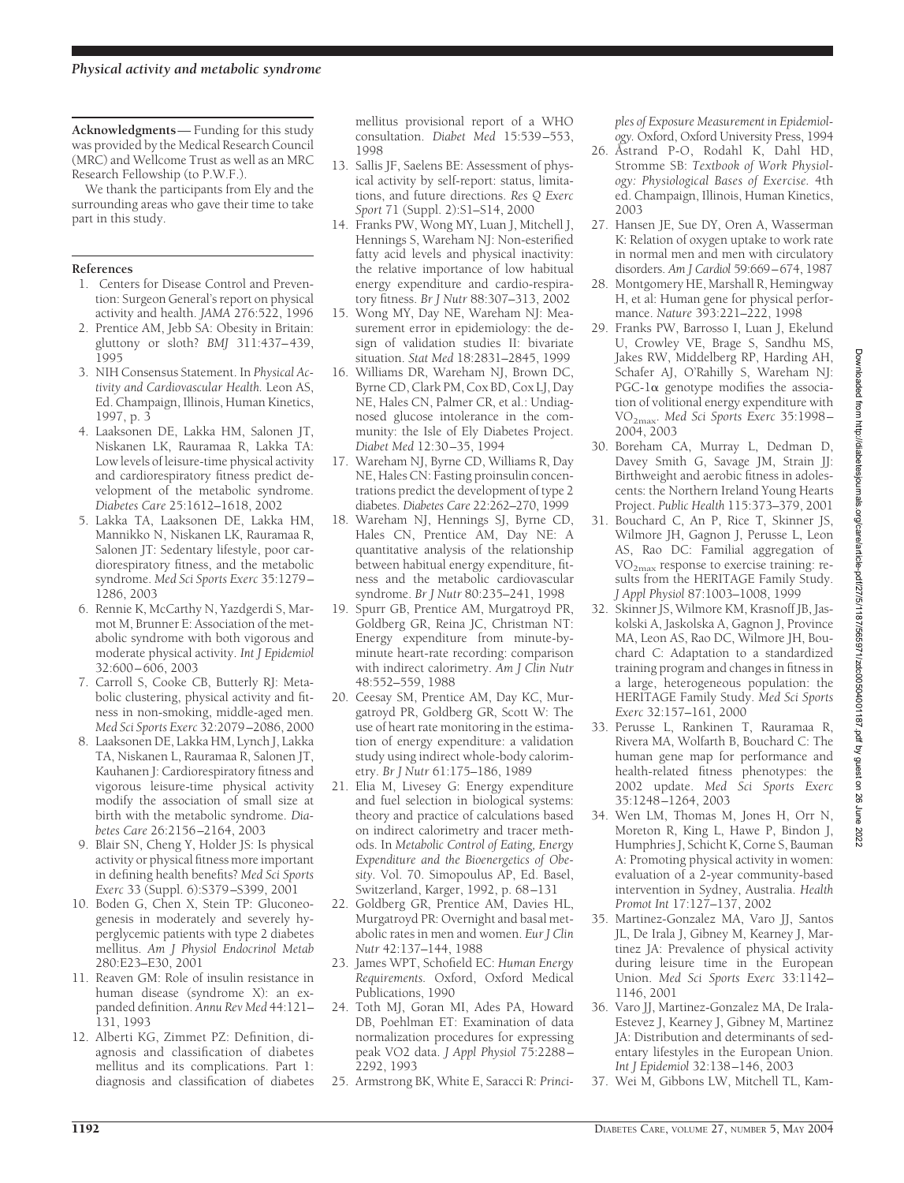**Acknowledgments**— Funding for this study was provided by the Medical Research Council (MRC) and Wellcome Trust as well as an MRC Research Fellowship (to P.W.F.).

We thank the participants from Ely and the surrounding areas who gave their time to take part in this study.

## References

1. Centers for Disease Control and Prevention: Surgeon General's report on physical activity and health. *JAMA* 276:522, 1996
2. Prentice AM, Jebb SA: Obesity in Britain: gluttony or sloth? *BMJ* 311:437–439, 1995
3. NIH Consensus Statement. In *Physical Activity and Cardiovascular Health.* Leon AS, Ed. Champaign, Illinois, Human Kinetics, 1997, p. 3
4. Laaksonen DE, Lakka HM, Salonen JT, Niskanen LK, Rauramaa R, Lakka TA: Low levels of leisure-time physical activity and cardiorespiratory fitness predict development of the metabolic syndrome. *Diabetes Care* 25:1612–1618, 2002
5. Lakka TA, Laaksonen DE, Lakka HM, Mannikko N, Niskanen LK, Rauramaa R, Salonen JT: Sedentary lifestyle, poor cardiorespiratory fitness, and the metabolic syndrome. *Med Sci Sports Exerc* 35:1279–1286, 2003
6. Rennie K, McCarthy N, Yazdgerdi S, Marmot M, Brunner E: Association of the metabolic syndrome with both vigorous and moderate physical activity. *Int J Epidemiol* 32:600–606, 2003
7. Carroll S, Cooke CB, Butterly RJ: Metabolic clustering, physical activity and fitness in non-smoking, middle-aged men. *Med Sci Sports Exerc* 32:2079–2086, 2000
8. Laaksonen DE, Lakka HM, Lynch J, Lakka TA, Niskanen L, Rauramaa R, Salonen JT, Kauhanen J: Cardiorespiratory fitness and vigorous leisure-time physical activity modify the association of small size at birth with the metabolic syndrome. *Diabetes Care* 26:2156–2164, 2003
9. Blair SN, Cheng Y, Holder JS: Is physical activity or physical fitness more important in defining health benefits? *Med Sci Sports Exerc* 33 (Suppl. 6):S379–S399, 2001
10. Boden G, Chen X, Stein TP: Gluconeogenesis in moderately and severely hyperglycemic patients with type 2 diabetes mellitus. *Am J Physiol Endocrinol Metab* 280:E23–E30, 2001
11. Reaven GM: Role of insulin resistance in human disease (syndrome X): an expanded definition. *Annu Rev Med* 44:121–131, 1993
12. Alberti KG, Zimmet PZ: Definition, diagnosis and classification of diabetes mellitus and its complications. Part 1: diagnosis and classification of diabetes mellitus provisional report of a WHO consultation. *Diabet Med* 15:539–553, 1998
13. Sallis JF, Saelens BE: Assessment of physical activity by self-report: status, limitations, and future directions. *Res Q Exerc Sport* 71 (Suppl. 2):S1–S14, 2000
14. Franks PW, Wong MY, Luan J, Mitchell J, Hennings S, Wareham NJ: Non-esterified fatty acid levels and physical inactivity: the relative importance of low habitual energy expenditure and cardio-respiratory fitness. *Br J Nutr* 88:307–313, 2002
15. Wong MY, Day NE, Wareham NJ: Measurement error in epidemiology: the design of validation studies II: bivariate situation. *Stat Med* 18:2831–2845, 1999
16. Williams DR, Wareham NJ, Brown DC, Byrne CD, Clark PM, Cox BD, Cox LJ, Day NE, Hales CN, Palmer CR, et al.: Undiagnosed glucose intolerance in the community: the Isle of Ely Diabetes Project. *Diabet Med* 12:30–35, 1994
17. Wareham NJ, Byrne CD, Williams R, Day NE, Hales CN: Fasting proinsulin concentrations predict the development of type 2 diabetes. *Diabetes Care* 22:262–270, 1999
18. Wareham NJ, Hennings SJ, Byrne CD, Hales CN, Prentice AM, Day NE: A quantitative analysis of the relationship between habitual energy expenditure, fitness and the metabolic cardiovascular syndrome. *Br J Nutr* 80:235–241, 1998
19. Spurr GB, Prentice AM, Murgatroyd PR, Goldberg GR, Reina JC, Christman NT: Energy expenditure from minute-by-minute heart-rate recording: comparison with indirect calorimetry. *Am J Clin Nutr* 48:552–559, 1988
20. Ceesay SM, Prentice AM, Day KC, Murgatroyd PR, Goldberg GR, Scott W: The use of heart rate monitoring in the estimation of energy expenditure: a validation study using indirect whole-body calorimetry. *Br J Nutr* 61:175–186, 1989
21. Elia M, Livesey G: Energy expenditure and fuel selection in biological systems: theory and practice of calculations based on indirect calorimetry and tracer methods. In *Metabolic Control of Eating, Energy Expenditure and the Bioenergetics of Obesity*. Vol. 70. Simopoulus AP, Ed. Basel, Switzerland, Karger, 1992, p. 68–131
22. Goldberg GR, Prentice AM, Davies HL, Murgatroyd PR: Overnight and basal metabolic rates in men and women. *Eur J Clin Nutr* 42:137–144, 1988
23. James WPT, Schofield EC: *Human Energy Requirements.* Oxford, Oxford Medical Publications, 1990
24. Toth MJ, Goran MI, Ades PA, Howard DB, Poehlman ET: Examination of data normalization procedures for expressing peak VO2 data. *J Appl Physiol* 75:2288–2292, 1993
25. Armstrong BK, White E, Saracci R: *Principles of Exposure Measurement in Epidemiology.* Oxford, Oxford University Press, 1994
26. Åstrand P-O, Rodahl K, Dahl HD, Stromme SB: *Textbook of Work Physiology: Physiological Bases of Exercise.* 4th ed. Champaign, Illinois, Human Kinetics, 2003
27. Hansen JE, Sue DY, Oren A, Wasserman K: Relation of oxygen uptake to work rate in normal men and men with circulatory disorders. *Am J Cardiol* 59:669–674, 1987
28. Montgomery HE, Marshall R, Hemingway H, et al: Human gene for physical performance. *Nature* 393:221–222, 1998
29. Franks PW, Barrosso I, Luan J, Ekelund U, Crowley VE, Brage S, Sandhu MS, Jakes RW, Middelberg RP, Harding AH, Schafer AJ, O'Rahilly S, Wareham NJ: PGC-1$\alpha$ genotype modifies the association of volitional energy expenditure with $VO_{2max}$. *Med Sci Sports Exerc* 35:1998–2004, 2003
30. Boreham CA, Murray L, Dedman D, Davey Smith G, Savage JM, Strain JJ: Birthweight and aerobic fitness in adolescents: the Northern Ireland Young Hearts Project. *Public Health* 115:373–379, 2001
31. Bouchard C, An P, Rice T, Skinner JS, Wilmore JH, Gagnon J, Perusse L, Leon AS, Rao DC: Familial aggregation of $VO_{2max}$ response to exercise training: results from the HERITAGE Family Study. *J Appl Physiol* 87:1003–1008, 1999
32. Skinner JS, Wilmore KM, Krasnoff JB, Jaskolski A, Jaskolska A, Gagnon J, Province MA, Leon AS, Rao DC, Wilmore JH, Bouchard C: Adaptation to a standardized training program and changes in fitness in a large, heterogeneous population: the HERITAGE Family Study. *Med Sci Sports Exerc* 32:157–161, 2000
33. Perusse L, Rankinen T, Rauramaa R, Rivera MA, Wolfarth B, Bouchard C: The human gene map for performance and health-related fitness phenotypes: the 2002 update. *Med Sci Sports Exerc* 35:1248–1264, 2003
34. Wen LM, Thomas M, Jones H, Orr N, Moreton R, King L, Hawe P, Bindon J, Humphries J, Schicht K, Corne S, Bauman A: Promoting physical activity in women: evaluation of a 2-year community-based intervention in Sydney, Australia. *Health Promot Int* 17:127–137, 2002
35. Martinez-Gonzalez MA, Varo JJ, Santos JL, De Irala J, Gibney M, Kearney J, Martinez JA: Prevalence of physical activity during leisure time in the European Union. *Med Sci Sports Exerc* 33:1142–1146, 2001
36. Varo JJ, Martinez-Gonzalez MA, De Irala-Estevez J, Kearney J, Gibney M, Martinez JA: Distribution and determinants of sedentary lifestyles in the European Union. *Int J Epidemiol* 32:138–146, 2003
37. Wei M, Gibbons LW, Mitchell TL, Kam-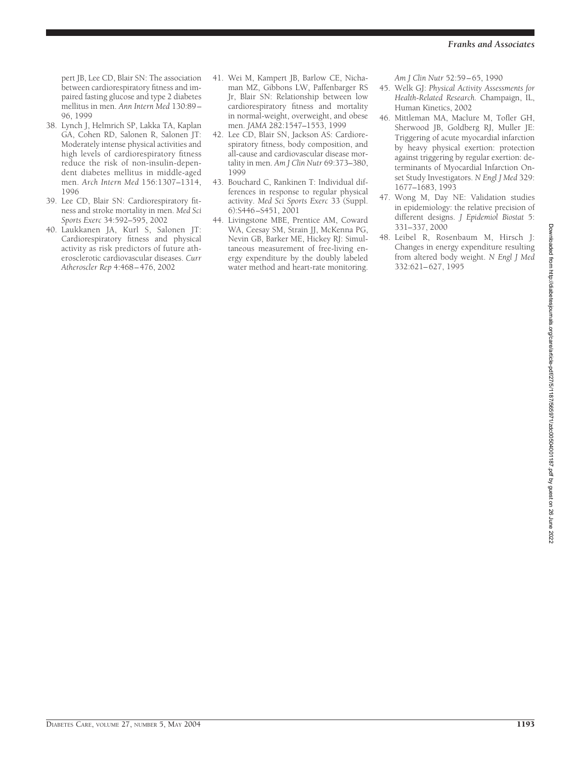pert JB, Lee CD, Blair SN: The association between cardiorespiratory fitness and impaired fasting glucose and type 2 diabetes mellitus in men. *Ann Intern Med* 130:89–96, 1999

38. Lynch J, Helmrich SP, Lakka TA, Kaplan GA, Cohen RD, Salonen R, Salonen JT: Moderately intense physical activities and high levels of cardiorespiratory fitness reduce the risk of non-insulin-dependent diabetes mellitus in middle-aged men. *Arch Intern Med* 156:1307–1314, 1996
39. Lee CD, Blair SN: Cardiorespiratory fitness and stroke mortality in men. *Med Sci Sports Exerc* 34:592–595, 2002
40. Laukkanen JA, Kurl S, Salonen JT: Cardiorespiratory fitness and physical activity as risk predictors of future atherosclerotic cardiovascular diseases. *Curr Atheroscler Rep* 4:468–476, 2002
41. Wei M, Kampert JB, Barlow CE, Nichaman MZ, Gibbons LW, Paffenbarger RS Jr, Blair SN: Relationship between low cardiorespiratory fitness and mortality in normal-weight, overweight, and obese men. *JAMA* 282:1547–1553, 1999
42. Lee CD, Blair SN, Jackson AS: Cardiorespiratory fitness, body composition, and all-cause and cardiovascular disease mortality in men. *Am J Clin Nutr* 69:373–380, 1999
43. Bouchard C, Rankinen T: Individual differences in response to regular physical activity. *Med Sci Sports Exerc* 33 (Suppl. 6):S446–S451, 2001
44. Livingstone MBE, Prentice AM, Coward WA, Ceesay SM, Strain JJ, McKenna PG, Nevin GB, Barker ME, Hickey RJ: Simultaneous measurement of free-living energy expenditure by the doubly labeled water method and heart-rate monitoring. *Am J Clin Nutr* 52:59–65, 1990
45. Welk GJ: *Physical Activity Assessments for Health-Related Research.* Champaign, IL, Human Kinetics, 2002
46. Mittleman MA, Maclure M, Tofler GH, Sherwood JB, Goldberg RJ, Muller JE: Triggering of acute myocardial infarction by heavy physical exertion: protection against triggering by regular exertion: determinants of Myocardial Infarction Onset Study Investigators. *N Engl J Med* 329:1677–1683, 1993
47. Wong M, Day NE: Validation studies in epidemiology: the relative precision of different designs. *J Epidemiol Biostat* 5:331–337, 2000
48. Leibel R, Rosenbaum M, Hirsch J: Changes in energy expenditure resulting from altered body weight. *N Engl J Med* 332:621–627, 1995